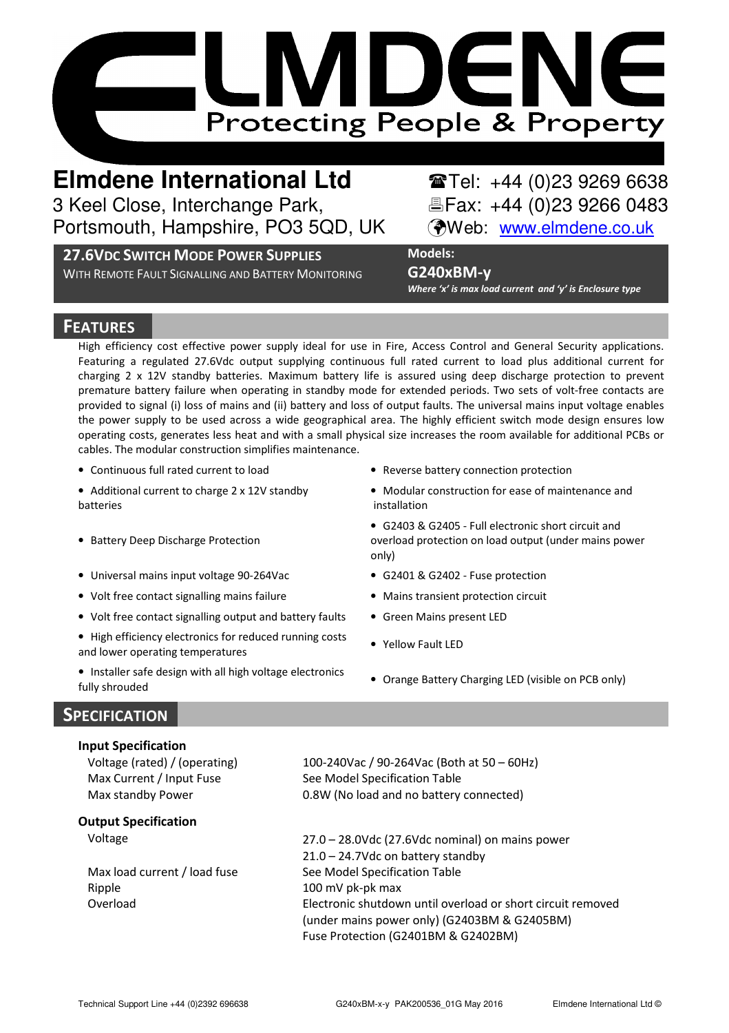# ELMDENE

Protecting People & Property

**Elmdene International Ltd**
3 Keel Close, Interchange Park,
Portsmouth, Hampshire, PO3 5QD, UK

☎Tel: +44 (0)23 9269 6638
Fax: +44 (0)23 9266 0483
Web: [www.elmdene.co.uk](http://www.elmdene.co.uk)

**27.6VDC SWITCH MODE POWER SUPPLIES**
WITH REMOTE FAULT SIGNALLING AND BATTERY MONITORING

**Models:**
**G240xBM-y**
*Where 'x' is max load current and 'y' is Enclosure type*

## FEATURES

High efficiency cost effective power supply ideal for use in Fire, Access Control and General Security applications. Featuring a regulated 27.6Vdc output supplying continuous full rated current to load plus additional current for charging 2 x 12V standby batteries. Maximum battery life is assured using deep discharge protection to prevent premature battery failure when operating in standby mode for extended periods. Two sets of volt-free contacts are provided to signal (i) loss of mains and (ii) battery and loss of output faults. The universal mains input voltage enables the power supply to be used across a wide geographical area. The highly efficient switch mode design ensures low operating costs, generates less heat and with a small physical size increases the room available for additional PCBs or cables. The modular construction simplifies maintenance.

- Continuous full rated current to load
- Additional current to charge 2 x 12V standby batteries
- Battery Deep Discharge Protection
- Universal mains input voltage 90-264Vac
- Volt free contact signalling mains failure
- Volt free contact signalling output and battery faults
- High efficiency electronics for reduced running costs and lower operating temperatures
- Installer safe design with all high voltage electronics fully shrouded
- Reverse battery connection protection
- Modular construction for ease of maintenance and installation
- G2403 & G2405 - Full electronic short circuit and overload protection on load output (under mains power only)
- G2401 & G2402 - Fuse protection
- Mains transient protection circuit
- Green Mains present LED
- Yellow Fault LED
- Orange Battery Charging LED (visible on PCB only)

## SPECIFICATION

### Input Specification

| | |
|---|---|
| Voltage (rated) / (operating) | 100-240Vac / 90-264Vac (Both at 50 – 60Hz) |
| Max Current / Input Fuse | See Model Specification Table |
| Max standby Power | 0.8W (No load and no battery connected) |

### Output Specification

| | |
|---|---|
| Voltage | 27.0 – 28.0Vdc (27.6Vdc nominal) on mains power<br>21.0 – 24.7Vdc on battery standby |
| Max load current / load fuse | See Model Specification Table |
| Ripple | 100 mV pk-pk max |
| Overload | Electronic shutdown until overload or short circuit removed (under mains power only) (G2403BM & G2405BM)<br>Fuse Protection (G2401BM & G2402BM) |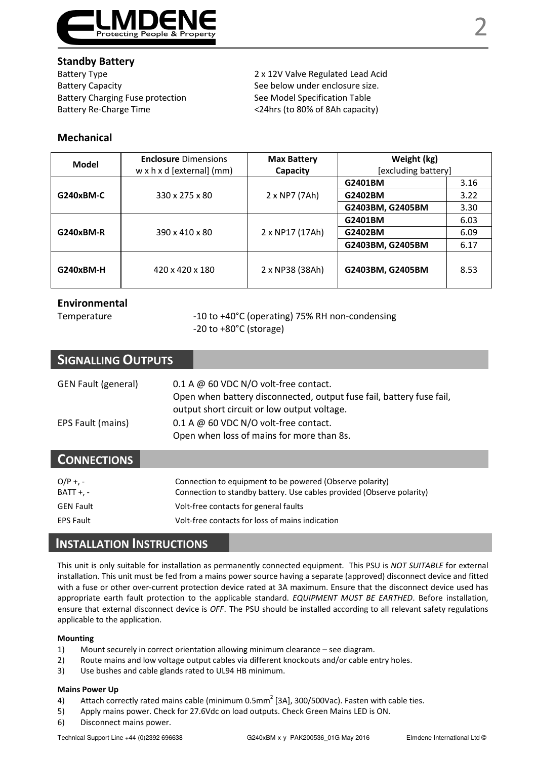### Standby Battery

Battery Type — 2 x 12V Valve Regulated Lead Acid
Battery Capacity — See below under enclosure size.
Battery Charging Fuse protection — See Model Specification Table
Battery Re-Charge Time — <24hrs (to 80% of 8Ah capacity)

### Mechanical

| Model | **Enclosure** Dimensions w x h x d [external] (mm) | **Max Battery Capacity** | **Weight (kg)** [excluding battery] | |
|---|---|---|---|---|
| **G240xBM-C** | 330 x 275 x 80 | 2 x NP7 (7Ah) | **G2401BM** | 3.16 |
| | | | **G2402BM** | 3.22 |
| | | | **G2403BM, G2405BM** | 3.30 |
| **G240xBM-R** | 390 x 410 x 80 | 2 x NP17 (17Ah) | **G2401BM** | 6.03 |
| | | | **G2402BM** | 6.09 |
| | | | **G2403BM, G2405BM** | 6.17 |
| **G240xBM-H** | 420 x 420 x 180 | 2 x NP38 (38Ah) | **G2403BM, G2405BM** | 8.53 |

### Environmental

Temperature — -10 to +40°C (operating) 75% RH non-condensing
-20 to +80°C (storage)

## SIGNALLING OUTPUTS

GEN Fault (general) — 0.1 A @ 60 VDC N/O volt-free contact.
Open when battery disconnected, output fuse fail, battery fuse fail, output short circuit or low output voltage.

EPS Fault (mains) — 0.1 A @ 60 VDC N/O volt-free contact.
Open when loss of mains for more than 8s.

## CONNECTIONS

O/P +, - — Connection to equipment to be powered (Observe polarity)
BATT +, - — Connection to standby battery. Use cables provided (Observe polarity)
GEN Fault — Volt-free contacts for general faults
EPS Fault — Volt-free contacts for loss of mains indication

## INSTALLATION INSTRUCTIONS

This unit is only suitable for installation as permanently connected equipment. This PSU is *NOT SUITABLE* for external installation. This unit must be fed from a mains power source having a separate (approved) disconnect device and fitted with a fuse or other over-current protection device rated at 3A maximum. Ensure that the disconnect device used has appropriate earth fault protection to the applicable standard. *EQUIPMENT MUST BE EARTHED*. Before installation, ensure that external disconnect device is *OFF*. The PSU should be installed according to all relevant safety regulations applicable to the application.

**Mounting**

1) Mount securely in correct orientation allowing minimum clearance – see diagram.
2) Route mains and low voltage output cables via different knockouts and/or cable entry holes.
3) Use bushes and cable glands rated to UL94 HB minimum.

**Mains Power Up**

4) Attach correctly rated mains cable (minimum 0.5mm$^2$ [3A], 300/500Vac). Fasten with cable ties.
5) Apply mains power. Check for 27.6Vdc on load outputs. Check Green Mains LED is ON.
6) Disconnect mains power.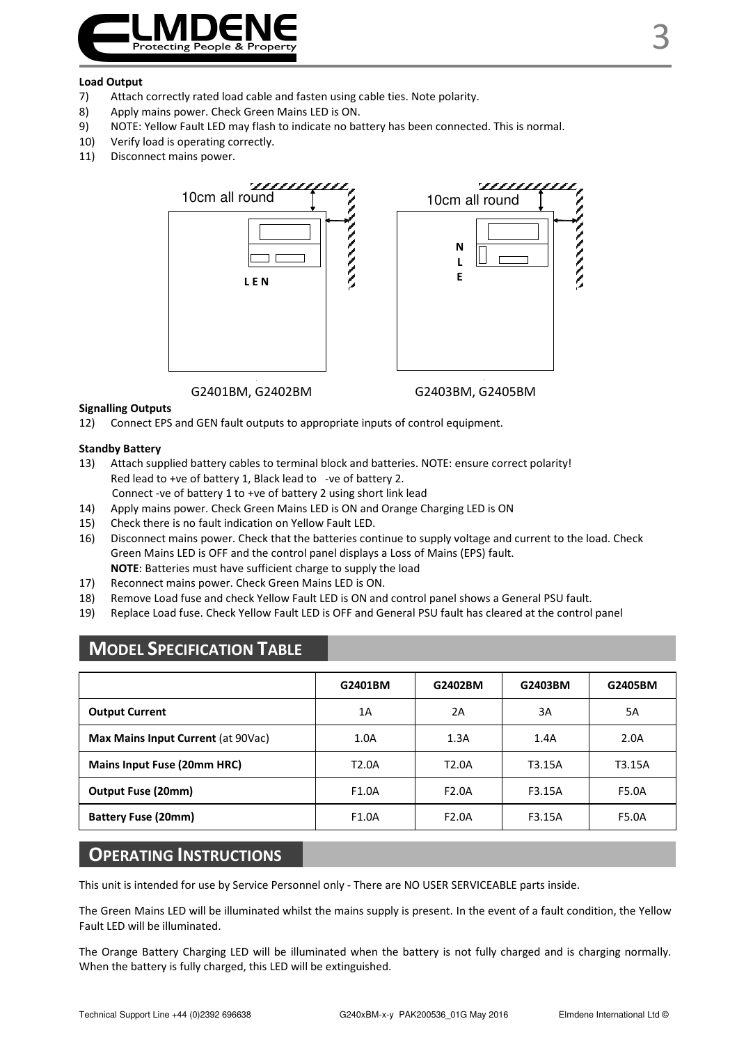**Load Output**

7) Attach correctly rated load cable and fasten using cable ties. Note polarity.
8) Apply mains power. Check Green Mains LED is ON.
9) NOTE: Yellow Fault LED may flash to indicate no battery has been connected. This is normal.
10) Verify load is operating correctly.
11) Disconnect mains power.

10cm all round

L E N

G2401BM, G2402BM

10cm all round

N
L
E

G2403BM, G2405BM

**Signalling Outputs**

12) Connect EPS and GEN fault outputs to appropriate inputs of control equipment.

**Standby Battery**

13) Attach supplied battery cables to terminal block and batteries. NOTE: ensure correct polarity!
    Red lead to +ve of battery 1, Black lead to -ve of battery 2.
    Connect -ve of battery 1 to +ve of battery 2 using short link lead
14) Apply mains power. Check Green Mains LED is ON and Orange Charging LED is ON
15) Check there is no fault indication on Yellow Fault LED.
16) Disconnect mains power. Check that the batteries continue to supply voltage and current to the load. Check Green Mains LED is OFF and the control panel displays a Loss of Mains (EPS) fault.
    **NOTE**: Batteries must have sufficient charge to supply the load
17) Reconnect mains power. Check Green Mains LED is ON.
18) Remove Load fuse and check Yellow Fault LED is ON and control panel shows a General PSU fault.
19) Replace Load fuse. Check Yellow Fault LED is OFF and General PSU fault has cleared at the control panel

## MODEL SPECIFICATION TABLE

| | G2401BM | G2402BM | G2403BM | G2405BM |
|---|---|---|---|---|
| **Output Current** | 1A | 2A | 3A | 5A |
| **Max Mains Input Current** (at 90Vac) | 1.0A | 1.3A | 1.4A | 2.0A |
| **Mains Input Fuse (20mm HRC)** | T2.0A | T2.0A | T3.15A | T3.15A |
| **Output Fuse (20mm)** | F1.0A | F2.0A | F3.15A | F5.0A |
| **Battery Fuse (20mm)** | F1.0A | F2.0A | F3.15A | F5.0A |

## OPERATING INSTRUCTIONS

This unit is intended for use by Service Personnel only - There are NO USER SERVICEABLE parts inside.

The Green Mains LED will be illuminated whilst the mains supply is present. In the event of a fault condition, the Yellow Fault LED will be illuminated.

The Orange Battery Charging LED will be illuminated when the battery is not fully charged and is charging normally. When the battery is fully charged, this LED will be extinguished.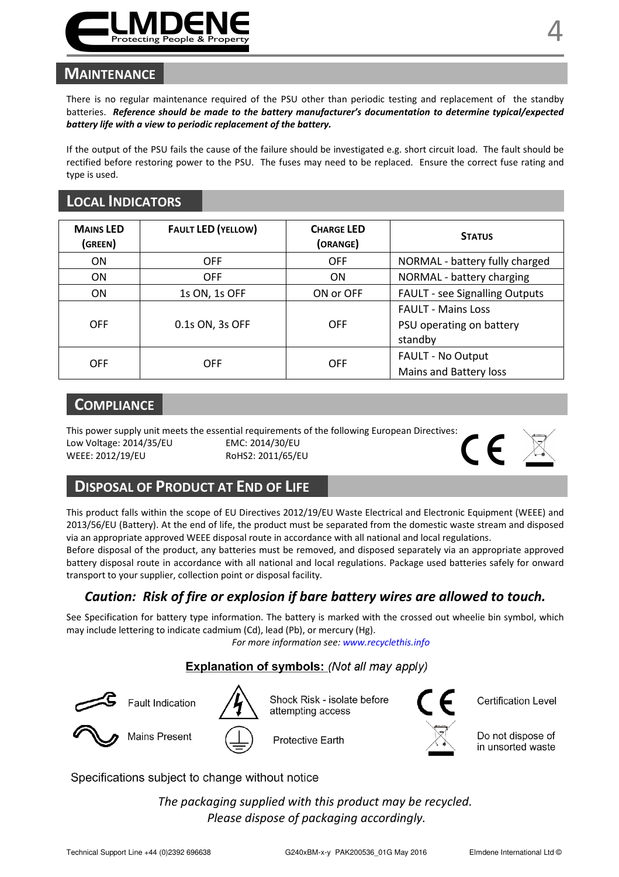## MAINTENANCE

There is no regular maintenance required of the PSU other than periodic testing and replacement of the standby batteries. ***Reference should be made to the battery manufacturer's documentation to determine typical/expected battery life with a view to periodic replacement of the battery.***

If the output of the PSU fails the cause of the failure should be investigated e.g. short circuit load. The fault should be rectified before restoring power to the PSU. The fuses may need to be replaced. Ensure the correct fuse rating and type is used.

## LOCAL INDICATORS

| MAINS LED (GREEN) | FAULT LED (YELLOW) | CHARGE LED (ORANGE) | STATUS |
|---|---|---|---|
| ON | OFF | OFF | NORMAL - battery fully charged |
| ON | OFF | ON | NORMAL - battery charging |
| ON | 1s ON, 1s OFF | ON or OFF | FAULT - see Signalling Outputs |
| OFF | 0.1s ON, 3s OFF | OFF | FAULT - Mains Loss<br>PSU operating on battery standby |
| OFF | OFF | OFF | FAULT - No Output<br>Mains and Battery loss |

## COMPLIANCE

This power supply unit meets the essential requirements of the following European Directives:

Low Voltage: 2014/35/EU EMC: 2014/30/EU
WEEE: 2012/19/EU RoHS2: 2011/65/EU

## DISPOSAL OF PRODUCT AT END OF LIFE

This product falls within the scope of EU Directives 2012/19/EU Waste Electrical and Electronic Equipment (WEEE) and 2013/56/EU (Battery). At the end of life, the product must be separated from the domestic waste stream and disposed via an appropriate approved WEEE disposal route in accordance with all national and local regulations.
Before disposal of the product, any batteries must be removed, and disposed separately via an appropriate approved battery disposal route in accordance with all national and local regulations. Package used batteries safely for onward transport to your supplier, collection point or disposal facility.

### *Caution: Risk of fire or explosion if bare battery wires are allowed to touch.*

See Specification for battery type information. The battery is marked with the crossed out wheelie bin symbol, which may include lettering to indicate cadmium (Cd), lead (Pb), or mercury (Hg).

*For more information see: www.recyclethis.info*

**Explanation of symbols:** *(Not all may apply)*

Fault Indication
Mains Present
Shock Risk - isolate before attempting access
Protective Earth
Certification Level
Do not dispose of in unsorted waste

Specifications subject to change without notice

*The packaging supplied with this product may be recycled.*
*Please dispose of packaging accordingly.*

Technical Support Line +44 (0)2392 696638 G240xBM-x-y PAK200536_01G May 2016 Elmdene International Ltd ©